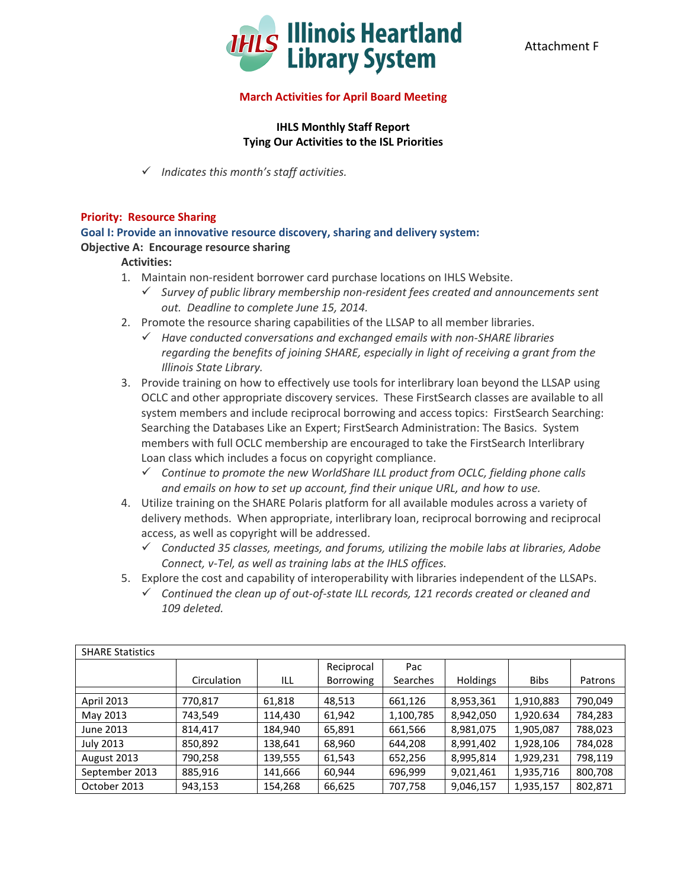Illinois Heartland Library System

Attachment F

**March Activities for April Board Meeting**

**IHLS Monthly Staff Report**
**Tying Our Activities to the ISL Priorities**

✓ *Indicates this month's staff activities.*

**Priority: Resource Sharing**

**Goal I: Provide an innovative resource discovery, sharing and delivery system:**

**Objective A: Encourage resource sharing**

**Activities:**

1. Maintain non-resident borrower card purchase locations on IHLS Website.
   - ✓ *Survey of public library membership non-resident fees created and announcements sent out. Deadline to complete June 15, 2014.*
2. Promote the resource sharing capabilities of the LLSAP to all member libraries.
   - ✓ *Have conducted conversations and exchanged emails with non-SHARE libraries regarding the benefits of joining SHARE, especially in light of receiving a grant from the Illinois State Library.*
3. Provide training on how to effectively use tools for interlibrary loan beyond the LLSAP using OCLC and other appropriate discovery services. These FirstSearch classes are available to all system members and include reciprocal borrowing and access topics: FirstSearch Searching: Searching the Databases Like an Expert; FirstSearch Administration: The Basics. System members with full OCLC membership are encouraged to take the FirstSearch Interlibrary Loan class which includes a focus on copyright compliance.
   - ✓ *Continue to promote the new WorldShare ILL product from OCLC, fielding phone calls and emails on how to set up account, find their unique URL, and how to use.*
4. Utilize training on the SHARE Polaris platform for all available modules across a variety of delivery methods. When appropriate, interlibrary loan, reciprocal borrowing and reciprocal access, as well as copyright will be addressed.
   - ✓ *Conducted 35 classes, meetings, and forums, utilizing the mobile labs at libraries, Adobe Connect, v-Tel, as well as training labs at the IHLS offices.*
5. Explore the cost and capability of interoperability with libraries independent of the LLSAPs.
   - ✓ *Continued the clean up of out-of-state ILL records, 121 records created or cleaned and 109 deleted.*

| SHARE Statistics | | | | | | | |
|---|---|---|---|---|---|---|---|
| | Circulation | ILL | Reciprocal Borrowing | Pac Searches | Holdings | Bibs | Patrons |
| April 2013 | 770,817 | 61,818 | 48,513 | 661,126 | 8,953,361 | 1,910,883 | 790,049 |
| May 2013 | 743,549 | 114,430 | 61,942 | 1,100,785 | 8,942,050 | 1,920.634 | 784,283 |
| June 2013 | 814,417 | 184,940 | 65,891 | 661,566 | 8,981,075 | 1,905,087 | 788,023 |
| July 2013 | 850,892 | 138,641 | 68,960 | 644,208 | 8,991,402 | 1,928,106 | 784,028 |
| August 2013 | 790,258 | 139,555 | 61,543 | 652,256 | 8,995,814 | 1,929,231 | 798,119 |
| September 2013 | 885,916 | 141,666 | 60,944 | 696,999 | 9,021,461 | 1,935,716 | 800,708 |
| October 2013 | 943,153 | 154,268 | 66,625 | 707,758 | 9,046,157 | 1,935,157 | 802,871 |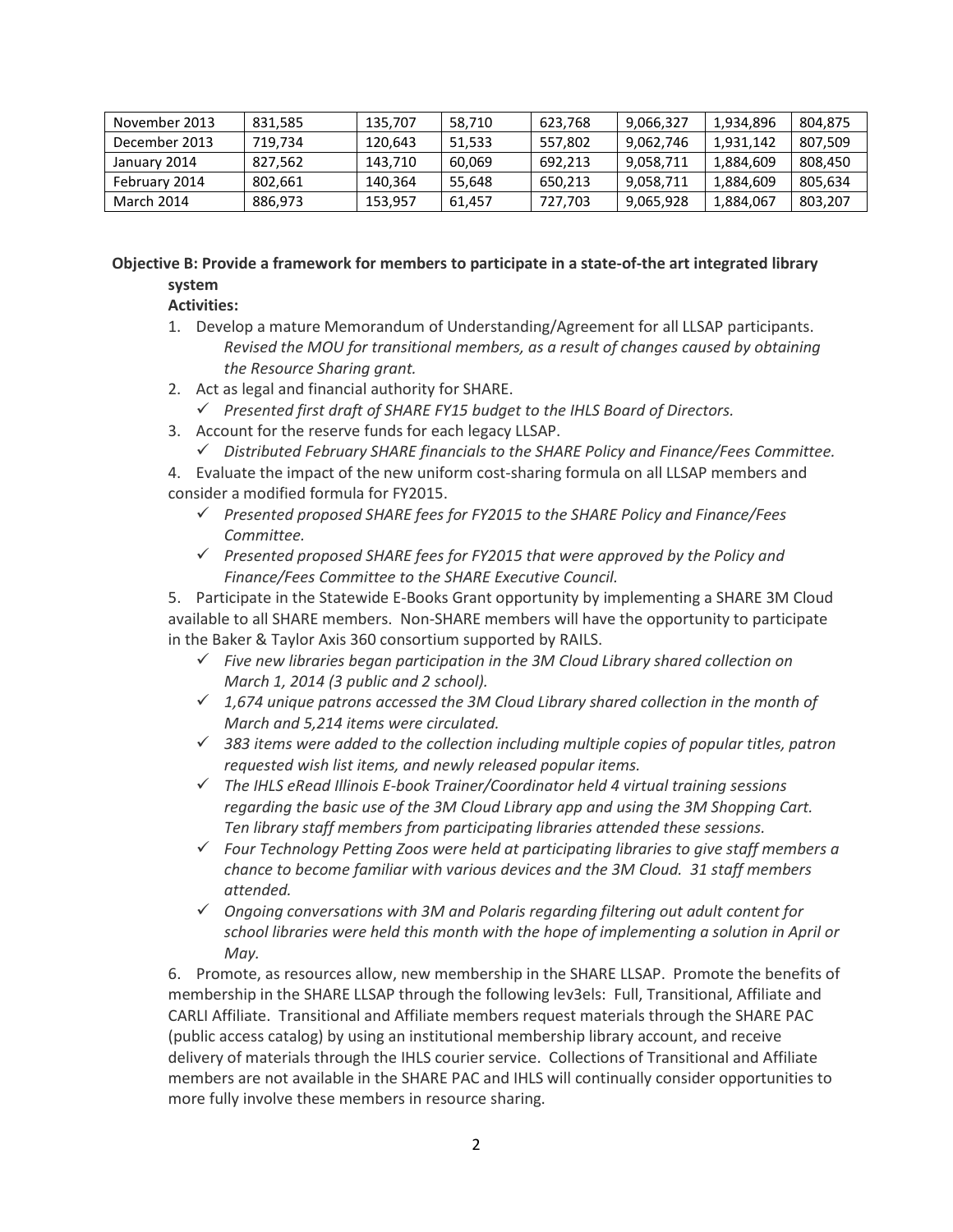| November 2013 | 831,585 | 135,707 | 58,710 | 623,768 | 9,066,327 | 1,934,896 | 804,875 |
|---|---|---|---|---|---|---|---|
| December 2013 | 719,734 | 120,643 | 51,533 | 557,802 | 9,062,746 | 1,931,142 | 807,509 |
| January 2014 | 827,562 | 143,710 | 60,069 | 692,213 | 9,058,711 | 1,884,609 | 808,450 |
| February 2014 | 802,661 | 140,364 | 55,648 | 650,213 | 9,058,711 | 1,884,609 | 805,634 |
| March 2014 | 886,973 | 153,957 | 61,457 | 727,703 | 9,065,928 | 1,884,067 | 803,207 |

**Objective B: Provide a framework for members to participate in a state-of-the art integrated library system**

**Activities:**

1. Develop a mature Memorandum of Understanding/Agreement for all LLSAP participants.
   *Revised the MOU for transitional members, as a result of changes caused by obtaining the Resource Sharing grant.*
2. Act as legal and financial authority for SHARE.
   - ✓ *Presented first draft of SHARE FY15 budget to the IHLS Board of Directors.*
3. Account for the reserve funds for each legacy LLSAP.
   - ✓ *Distributed February SHARE financials to the SHARE Policy and Finance/Fees Committee.*
4. Evaluate the impact of the new uniform cost-sharing formula on all LLSAP members and consider a modified formula for FY2015.
   - ✓ *Presented proposed SHARE fees for FY2015 to the SHARE Policy and Finance/Fees Committee.*
   - ✓ *Presented proposed SHARE fees for FY2015 that were approved by the Policy and Finance/Fees Committee to the SHARE Executive Council.*
5. Participate in the Statewide E-Books Grant opportunity by implementing a SHARE 3M Cloud available to all SHARE members. Non-SHARE members will have the opportunity to participate in the Baker & Taylor Axis 360 consortium supported by RAILS.
   - ✓ *Five new libraries began participation in the 3M Cloud Library shared collection on March 1, 2014 (3 public and 2 school).*
   - ✓ *1,674 unique patrons accessed the 3M Cloud Library shared collection in the month of March and 5,214 items were circulated.*
   - ✓ *383 items were added to the collection including multiple copies of popular titles, patron requested wish list items, and newly released popular items.*
   - ✓ *The IHLS eRead Illinois E-book Trainer/Coordinator held 4 virtual training sessions regarding the basic use of the 3M Cloud Library app and using the 3M Shopping Cart. Ten library staff members from participating libraries attended these sessions.*
   - ✓ *Four Technology Petting Zoos were held at participating libraries to give staff members a chance to become familiar with various devices and the 3M Cloud. 31 staff members attended.*
   - ✓ *Ongoing conversations with 3M and Polaris regarding filtering out adult content for school libraries were held this month with the hope of implementing a solution in April or May.*
6. Promote, as resources allow, new membership in the SHARE LLSAP. Promote the benefits of membership in the SHARE LLSAP through the following lev3els: Full, Transitional, Affiliate and CARLI Affiliate. Transitional and Affiliate members request materials through the SHARE PAC (public access catalog) by using an institutional membership library account, and receive delivery of materials through the IHLS courier service. Collections of Transitional and Affiliate members are not available in the SHARE PAC and IHLS will continually consider opportunities to more fully involve these members in resource sharing.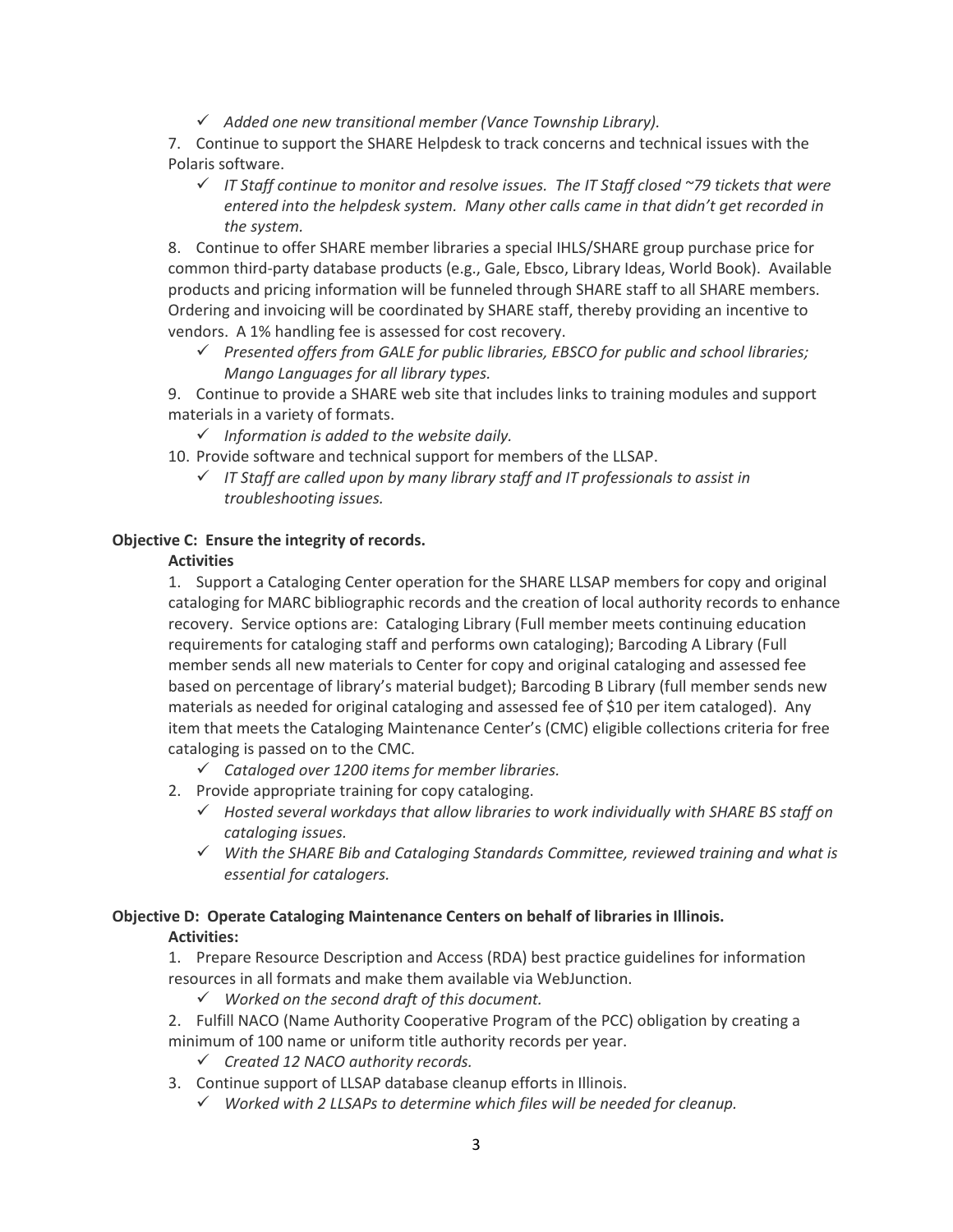- ✓ *Added one new transitional member (Vance Township Library).*

7. Continue to support the SHARE Helpdesk to track concerns and technical issues with the Polaris software.
   - ✓ *IT Staff continue to monitor and resolve issues. The IT Staff closed ~79 tickets that were entered into the helpdesk system. Many other calls came in that didn't get recorded in the system.*
8. Continue to offer SHARE member libraries a special IHLS/SHARE group purchase price for common third-party database products (e.g., Gale, Ebsco, Library Ideas, World Book). Available products and pricing information will be funneled through SHARE staff to all SHARE members. Ordering and invoicing will be coordinated by SHARE staff, thereby providing an incentive to vendors. A 1% handling fee is assessed for cost recovery.
   - ✓ *Presented offers from GALE for public libraries, EBSCO for public and school libraries; Mango Languages for all library types.*
9. Continue to provide a SHARE web site that includes links to training modules and support materials in a variety of formats.
   - ✓ *Information is added to the website daily.*
10. Provide software and technical support for members of the LLSAP.
    - ✓ *IT Staff are called upon by many library staff and IT professionals to assist in troubleshooting issues.*

**Objective C: Ensure the integrity of records.**

**Activities**

1. Support a Cataloging Center operation for the SHARE LLSAP members for copy and original cataloging for MARC bibliographic records and the creation of local authority records to enhance recovery. Service options are: Cataloging Library (Full member meets continuing education requirements for cataloging staff and performs own cataloging); Barcoding A Library (Full member sends all new materials to Center for copy and original cataloging and assessed fee based on percentage of library's material budget); Barcoding B Library (full member sends new materials as needed for original cataloging and assessed fee of $10 per item cataloged). Any item that meets the Cataloging Maintenance Center's (CMC) eligible collections criteria for free cataloging is passed on to the CMC.
   - ✓ *Cataloged over 1200 items for member libraries.*
2. Provide appropriate training for copy cataloging.
   - ✓ *Hosted several workdays that allow libraries to work individually with SHARE BS staff on cataloging issues.*
   - ✓ *With the SHARE Bib and Cataloging Standards Committee, reviewed training and what is essential for catalogers.*

**Objective D: Operate Cataloging Maintenance Centers on behalf of libraries in Illinois.**

**Activities:**

1. Prepare Resource Description and Access (RDA) best practice guidelines for information resources in all formats and make them available via WebJunction.
   - ✓ *Worked on the second draft of this document.*
2. Fulfill NACO (Name Authority Cooperative Program of the PCC) obligation by creating a minimum of 100 name or uniform title authority records per year.
   - ✓ *Created 12 NACO authority records.*
3. Continue support of LLSAP database cleanup efforts in Illinois.
   - ✓ *Worked with 2 LLSAPs to determine which files will be needed for cleanup.*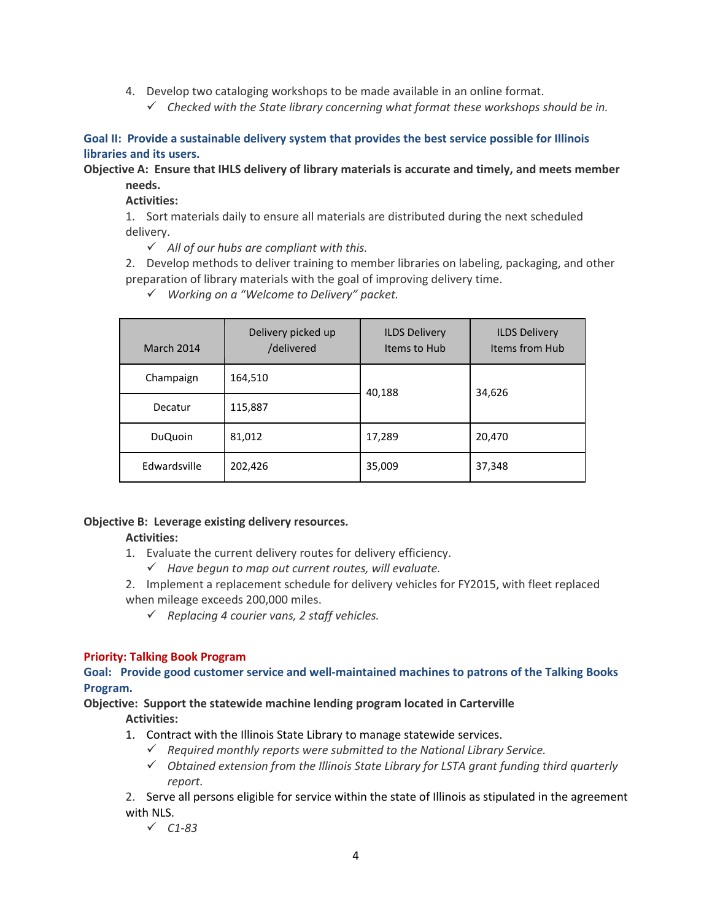4. Develop two cataloging workshops to be made available in an online format.
   - ✓ *Checked with the State library concerning what format these workshops should be in.*

**Goal II: Provide a sustainable delivery system that provides the best service possible for Illinois libraries and its users.**

**Objective A: Ensure that IHLS delivery of library materials is accurate and timely, and meets member needs.**

**Activities:**

1. Sort materials daily to ensure all materials are distributed during the next scheduled delivery.
   - ✓ *All of our hubs are compliant with this.*
2. Develop methods to deliver training to member libraries on labeling, packaging, and other preparation of library materials with the goal of improving delivery time.
   - ✓ *Working on a "Welcome to Delivery" packet.*

| March 2014 | Delivery picked up /delivered | ILDS Delivery Items to Hub | ILDS Delivery Items from Hub |
|---|---|---|---|
| Champaign | 164,510 | 40,188 | 34,626 |
| Decatur | 115,887 | | |
| DuQuoin | 81,012 | 17,289 | 20,470 |
| Edwardsville | 202,426 | 35,009 | 37,348 |

**Objective B: Leverage existing delivery resources.**

**Activities:**

1. Evaluate the current delivery routes for delivery efficiency.
   - ✓ *Have begun to map out current routes, will evaluate.*
2. Implement a replacement schedule for delivery vehicles for FY2015, with fleet replaced when mileage exceeds 200,000 miles.
   - ✓ *Replacing 4 courier vans, 2 staff vehicles.*

**Priority: Talking Book Program**

**Goal: Provide good customer service and well-maintained machines to patrons of the Talking Books Program.**

**Objective: Support the statewide machine lending program located in Carterville**

**Activities:**

1. Contract with the Illinois State Library to manage statewide services.
   - ✓ *Required monthly reports were submitted to the National Library Service.*
   - ✓ *Obtained extension from the Illinois State Library for LSTA grant funding third quarterly report.*
2. Serve all persons eligible for service within the state of Illinois as stipulated in the agreement with NLS.
   - ✓ *C1-83*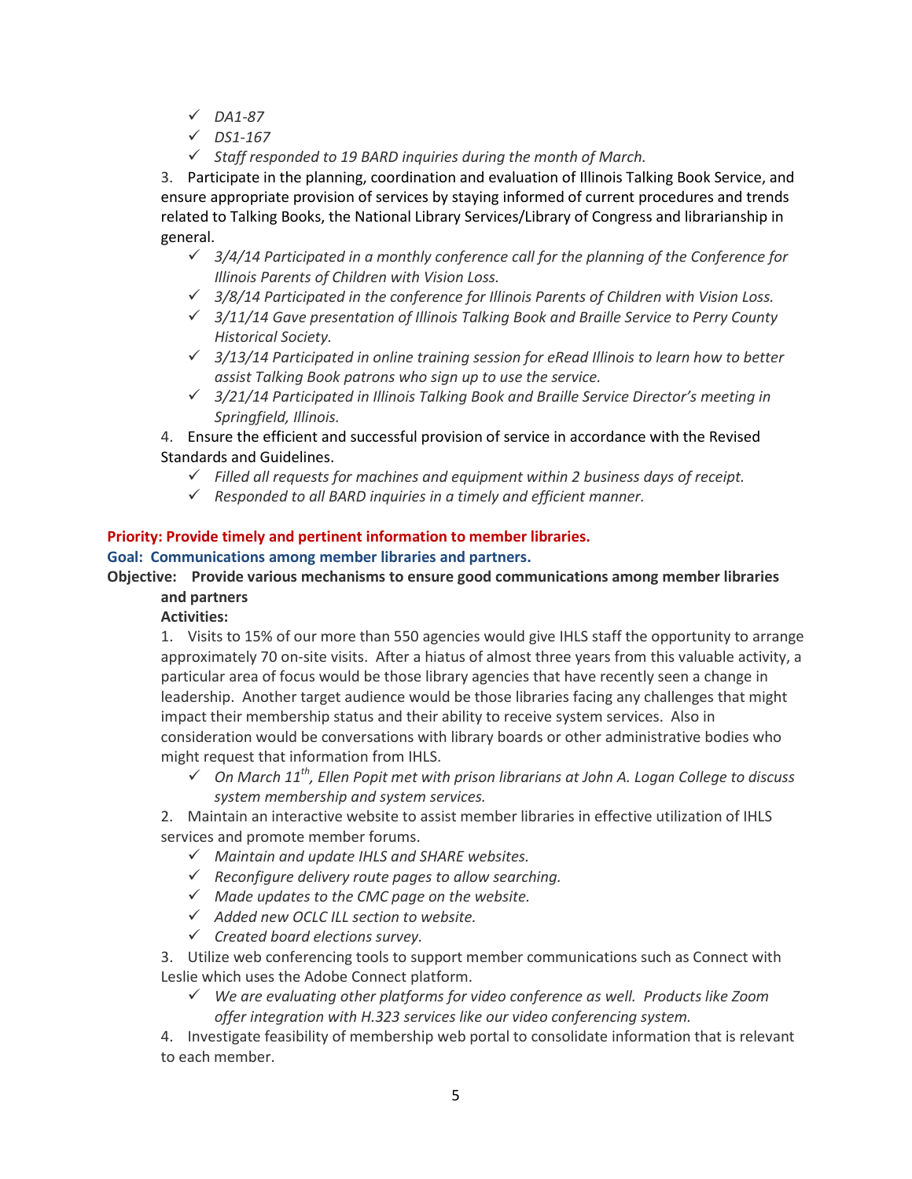- ✓ *DA1-87*
- ✓ *DS1-167*
- ✓ *Staff responded to 19 BARD inquiries during the month of March.*

3. Participate in the planning, coordination and evaluation of Illinois Talking Book Service, and ensure appropriate provision of services by staying informed of current procedures and trends related to Talking Books, the National Library Services/Library of Congress and librarianship in general.
   - ✓ *3/4/14 Participated in a monthly conference call for the planning of the Conference for Illinois Parents of Children with Vision Loss.*
   - ✓ *3/8/14 Participated in the conference for Illinois Parents of Children with Vision Loss.*
   - ✓ *3/11/14 Gave presentation of Illinois Talking Book and Braille Service to Perry County Historical Society.*
   - ✓ *3/13/14 Participated in online training session for eRead Illinois to learn how to better assist Talking Book patrons who sign up to use the service.*
   - ✓ *3/21/14 Participated in Illinois Talking Book and Braille Service Director's meeting in Springfield, Illinois.*

4. Ensure the efficient and successful provision of service in accordance with the Revised Standards and Guidelines.
   - ✓ *Filled all requests for machines and equipment within 2 business days of receipt.*
   - ✓ *Responded to all BARD inquiries in a timely and efficient manner.*

**Priority: Provide timely and pertinent information to member libraries.**

**Goal: Communications among member libraries and partners.**

**Objective: Provide various mechanisms to ensure good communications among member libraries and partners**

**Activities:**

1. Visits to 15% of our more than 550 agencies would give IHLS staff the opportunity to arrange approximately 70 on-site visits. After a hiatus of almost three years from this valuable activity, a particular area of focus would be those library agencies that have recently seen a change in leadership. Another target audience would be those libraries facing any challenges that might impact their membership status and their ability to receive system services. Also in consideration would be conversations with library boards or other administrative bodies who might request that information from IHLS.
   - ✓ *On March 11th, Ellen Popit met with prison librarians at John A. Logan College to discuss system membership and system services.*

2. Maintain an interactive website to assist member libraries in effective utilization of IHLS services and promote member forums.
   - ✓ *Maintain and update IHLS and SHARE websites.*
   - ✓ *Reconfigure delivery route pages to allow searching.*
   - ✓ *Made updates to the CMC page on the website.*
   - ✓ *Added new OCLC ILL section to website.*
   - ✓ *Created board elections survey.*

3. Utilize web conferencing tools to support member communications such as Connect with Leslie which uses the Adobe Connect platform.
   - ✓ *We are evaluating other platforms for video conference as well. Products like Zoom offer integration with H.323 services like our video conferencing system.*

4. Investigate feasibility of membership web portal to consolidate information that is relevant to each member.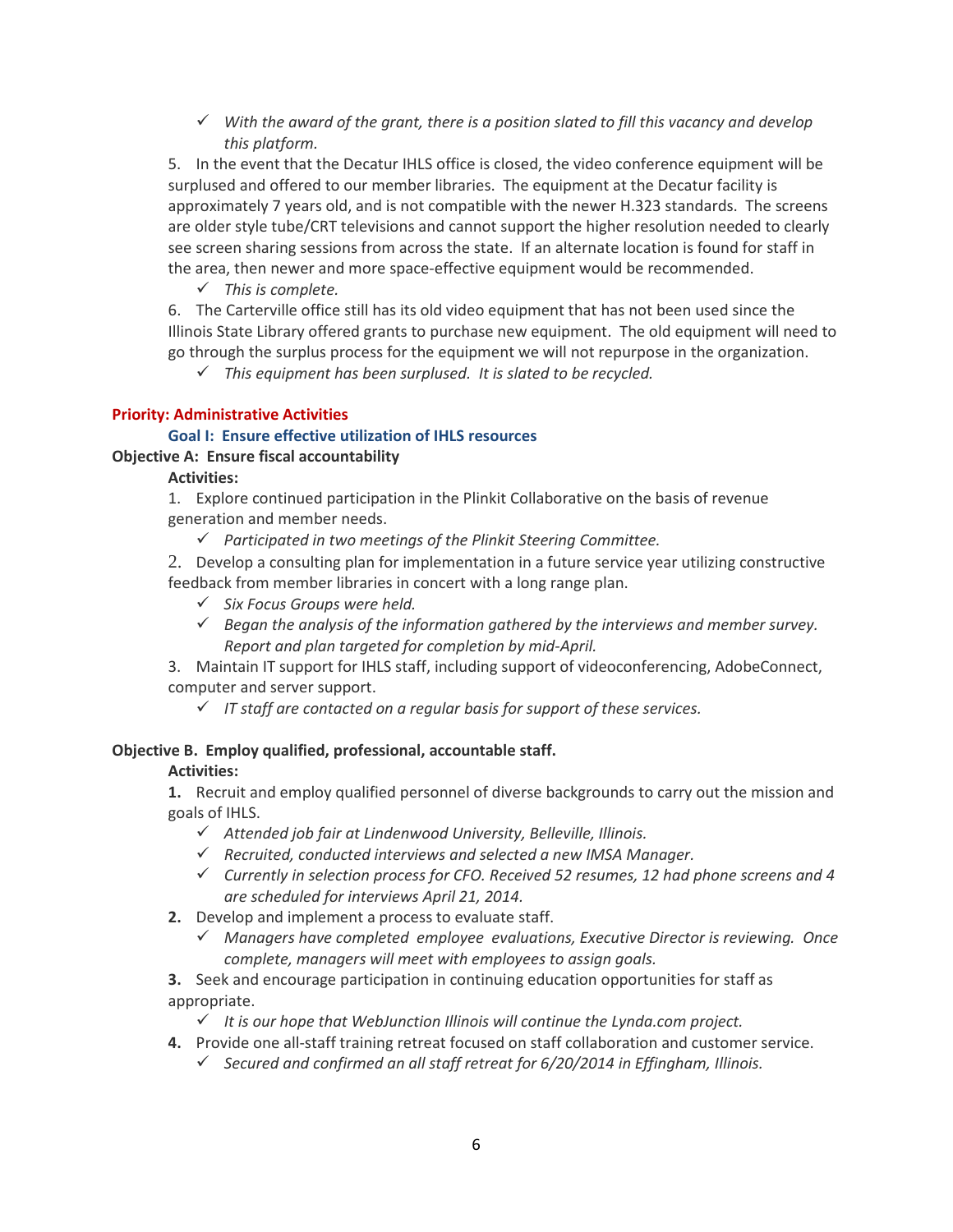- ✓ *With the award of the grant, there is a position slated to fill this vacancy and develop this platform.*

5. In the event that the Decatur IHLS office is closed, the video conference equipment will be surplused and offered to our member libraries. The equipment at the Decatur facility is approximately 7 years old, and is not compatible with the newer H.323 standards. The screens are older style tube/CRT televisions and cannot support the higher resolution needed to clearly see screen sharing sessions from across the state. If an alternate location is found for staff in the area, then newer and more space-effective equipment would be recommended.
   - ✓ *This is complete.*
6. The Carterville office still has its old video equipment that has not been used since the Illinois State Library offered grants to purchase new equipment. The old equipment will need to go through the surplus process for the equipment we will not repurpose in the organization.
   - ✓ *This equipment has been surplused. It is slated to be recycled.*

## Priority: Administrative Activities

### Goal I: Ensure effective utilization of IHLS resources

**Objective A: Ensure fiscal accountability**

**Activities:**

1. Explore continued participation in the Plinkit Collaborative on the basis of revenue generation and member needs.
   - ✓ *Participated in two meetings of the Plinkit Steering Committee.*
2. Develop a consulting plan for implementation in a future service year utilizing constructive feedback from member libraries in concert with a long range plan.
   - ✓ *Six Focus Groups were held.*
   - ✓ *Began the analysis of the information gathered by the interviews and member survey. Report and plan targeted for completion by mid-April.*
3. Maintain IT support for IHLS staff, including support of videoconferencing, AdobeConnect, computer and server support.
   - ✓ *IT staff are contacted on a regular basis for support of these services.*

**Objective B. Employ qualified, professional, accountable staff.**

**Activities:**

1. Recruit and employ qualified personnel of diverse backgrounds to carry out the mission and goals of IHLS.
   - ✓ *Attended job fair at Lindenwood University, Belleville, Illinois.*
   - ✓ *Recruited, conducted interviews and selected a new IMSA Manager.*
   - ✓ *Currently in selection process for CFO. Received 52 resumes, 12 had phone screens and 4 are scheduled for interviews April 21, 2014.*
2. Develop and implement a process to evaluate staff.
   - ✓ *Managers have completed employee evaluations, Executive Director is reviewing. Once complete, managers will meet with employees to assign goals.*
3. Seek and encourage participation in continuing education opportunities for staff as appropriate.
   - ✓ *It is our hope that WebJunction Illinois will continue the Lynda.com project.*
4. Provide one all-staff training retreat focused on staff collaboration and customer service.
   - ✓ *Secured and confirmed an all staff retreat for 6/20/2014 in Effingham, Illinois.*